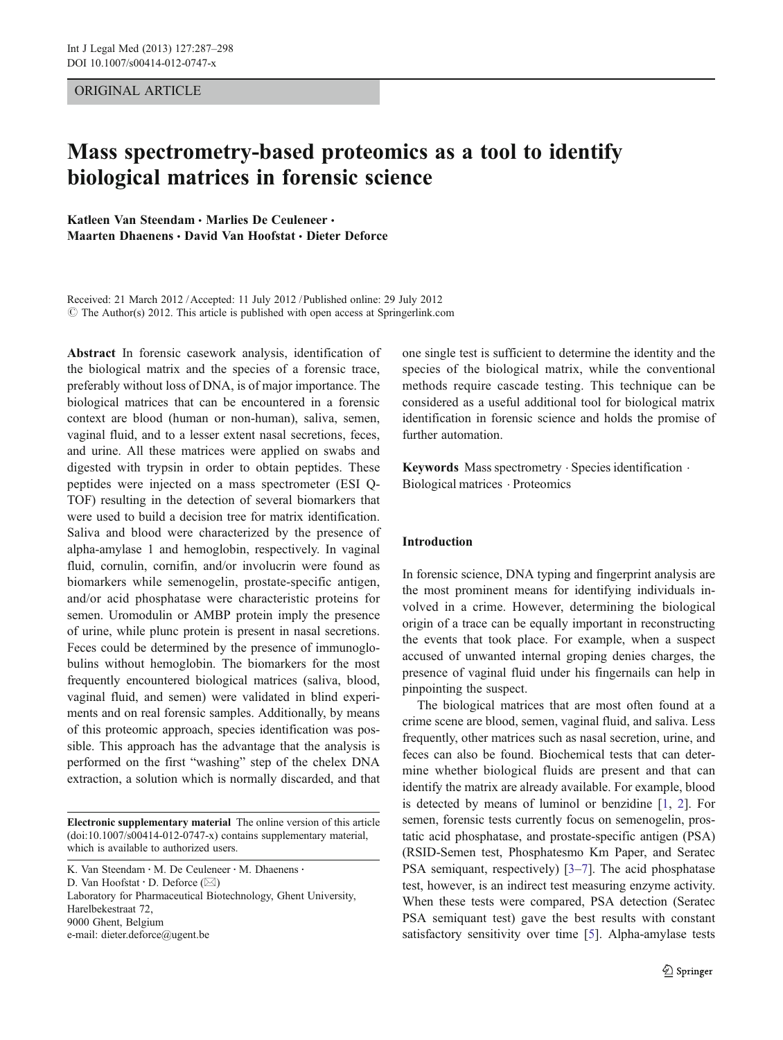ORIGINAL ARTICLE

# Mass spectrometry-based proteomics as a tool to identify biological matrices in forensic science

**Katleen Van Steendam · Marlies De Ceuleneer · Maarten Dhaenens · David Van Hoofstat · Dieter Deforce**

Received: 21 March 2012 / Accepted: 11 July 2012 / Published online: 29 July 2012
© The Author(s) 2012. This article is published with open access at Springerlink.com

**Abstract** In forensic casework analysis, identification of the biological matrix and the species of a forensic trace, preferably without loss of DNA, is of major importance. The biological matrices that can be encountered in a forensic context are blood (human or non-human), saliva, semen, vaginal fluid, and to a lesser extent nasal secretions, feces, and urine. All these matrices were applied on swabs and digested with trypsin in order to obtain peptides. These peptides were injected on a mass spectrometer (ESI Q-TOF) resulting in the detection of several biomarkers that were used to build a decision tree for matrix identification. Saliva and blood were characterized by the presence of alpha-amylase 1 and hemoglobin, respectively. In vaginal fluid, cornulin, cornifin, and/or involucrin were found as biomarkers while semenogelin, prostate-specific antigen, and/or acid phosphatase were characteristic proteins for semen. Uromodulin or AMBP protein imply the presence of urine, while plunc protein is present in nasal secretions. Feces could be determined by the presence of immunoglobulins without hemoglobin. The biomarkers for the most frequently encountered biological matrices (saliva, blood, vaginal fluid, and semen) were validated in blind experiments and on real forensic samples. Additionally, by means of this proteomic approach, species identification was possible. This approach has the advantage that the analysis is performed on the first "washing" step of the chelex DNA extraction, a solution which is normally discarded, and that one single test is sufficient to determine the identity and the species of the biological matrix, while the conventional methods require cascade testing. This technique can be considered as a useful additional tool for biological matrix identification in forensic science and holds the promise of further automation.

**Keywords** Mass spectrometry · Species identification · Biological matrices · Proteomics

**Electronic supplementary material** The online version of this article (doi:10.1007/s00414-012-0747-x) contains supplementary material, which is available to authorized users.

K. Van Steendam · M. De Ceuleneer · M. Dhaenens · D. Van Hoofstat · D. Deforce (✉)
Laboratory for Pharmaceutical Biotechnology, Ghent University, Harelbekestraat 72, 9000 Ghent, Belgium
e-mail: dieter.deforce@ugent.be

## Introduction

In forensic science, DNA typing and fingerprint analysis are the most prominent means for identifying individuals involved in a crime. However, determining the biological origin of a trace can be equally important in reconstructing the events that took place. For example, when a suspect accused of unwanted internal groping denies charges, the presence of vaginal fluid under his fingernails can help in pinpointing the suspect.

The biological matrices that are most often found at a crime scene are blood, semen, vaginal fluid, and saliva. Less frequently, other matrices such as nasal secretion, urine, and feces can also be found. Biochemical tests that can determine whether biological fluids are present and that can identify the matrix are already available. For example, blood is detected by means of luminol or benzidine [1, 2]. For semen, forensic tests currently focus on semenogelin, prostatic acid phosphatase, and prostate-specific antigen (PSA) (RSID-Semen test, Phosphatesmo Km Paper, and Seratec PSA semiquant, respectively) [3–7]. The acid phosphatase test, however, is an indirect test measuring enzyme activity. When these tests were compared, PSA detection (Seratec PSA semiquant test) gave the best results with constant satisfactory sensitivity over time [5]. Alpha-amylase tests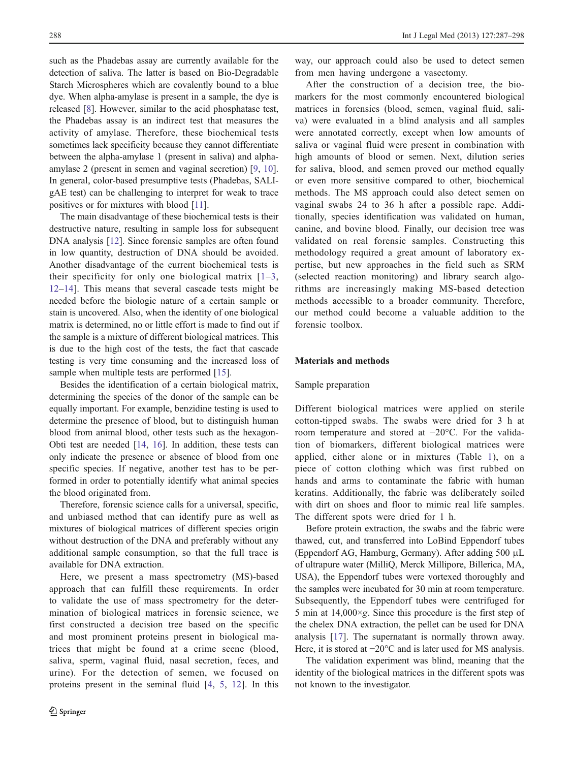such as the Phadebas assay are currently available for the detection of saliva. The latter is based on Bio-Degradable Starch Microspheres which are covalently bound to a blue dye. When alpha-amylase is present in a sample, the dye is released [8]. However, similar to the acid phosphatase test, the Phadebas assay is an indirect test that measures the activity of amylase. Therefore, these biochemical tests sometimes lack specificity because they cannot differentiate between the alpha-amylase 1 (present in saliva) and alpha-amylase 2 (present in semen and vaginal secretion) [9, 10]. In general, color-based presumptive tests (Phadebas, SALIgAE test) can be challenging to interpret for weak to trace positives or for mixtures with blood [11].

The main disadvantage of these biochemical tests is their destructive nature, resulting in sample loss for subsequent DNA analysis [12]. Since forensic samples are often found in low quantity, destruction of DNA should be avoided. Another disadvantage of the current biochemical tests is their specificity for only one biological matrix [1–3, 12–14]. This means that several cascade tests might be needed before the biologic nature of a certain sample or stain is uncovered. Also, when the identity of one biological matrix is determined, no or little effort is made to find out if the sample is a mixture of different biological matrices. This is due to the high cost of the tests, the fact that cascade testing is very time consuming and the increased loss of sample when multiple tests are performed [15].

Besides the identification of a certain biological matrix, determining the species of the donor of the sample can be equally important. For example, benzidine testing is used to determine the presence of blood, but to distinguish human blood from animal blood, other tests such as the hexagon-Obti test are needed [14, 16]. In addition, these tests can only indicate the presence or absence of blood from one specific species. If negative, another test has to be performed in order to potentially identify what animal species the blood originated from.

Therefore, forensic science calls for a universal, specific, and unbiased method that can identify pure as well as mixtures of biological matrices of different species origin without destruction of the DNA and preferably without any additional sample consumption, so that the full trace is available for DNA extraction.

Here, we present a mass spectrometry (MS)-based approach that can fulfill these requirements. In order to validate the use of mass spectrometry for the determination of biological matrices in forensic science, we first constructed a decision tree based on the specific and most prominent proteins present in biological matrices that might be found at a crime scene (blood, saliva, sperm, vaginal fluid, nasal secretion, feces, and urine). For the detection of semen, we focused on proteins present in the seminal fluid [4, 5, 12]. In this way, our approach could also be used to detect semen from men having undergone a vasectomy.

After the construction of a decision tree, the biomarkers for the most commonly encountered biological matrices in forensics (blood, semen, vaginal fluid, saliva) were evaluated in a blind analysis and all samples were annotated correctly, except when low amounts of saliva or vaginal fluid were present in combination with high amounts of blood or semen. Next, dilution series for saliva, blood, and semen proved our method equally or even more sensitive compared to other, biochemical methods. The MS approach could also detect semen on vaginal swabs 24 to 36 h after a possible rape. Additionally, species identification was validated on human, canine, and bovine blood. Finally, our decision tree was validated on real forensic samples. Constructing this methodology required a great amount of laboratory expertise, but new approaches in the field such as SRM (selected reaction monitoring) and library search algorithms are increasingly making MS-based detection methods accessible to a broader community. Therefore, our method could become a valuable addition to the forensic toolbox.

## Materials and methods

### Sample preparation

Different biological matrices were applied on sterile cotton-tipped swabs. The swabs were dried for 3 h at room temperature and stored at −20°C. For the validation of biomarkers, different biological matrices were applied, either alone or in mixtures (Table 1), on a piece of cotton clothing which was first rubbed on hands and arms to contaminate the fabric with human keratins. Additionally, the fabric was deliberately soiled with dirt on shoes and floor to mimic real life samples. The different spots were dried for 1 h.

Before protein extraction, the swabs and the fabric were thawed, cut, and transferred into LoBind Eppendorf tubes (Eppendorf AG, Hamburg, Germany). After adding 500 μL of ultrapure water (MilliQ, Merck Millipore, Billerica, MA, USA), the Eppendorf tubes were vortexed thoroughly and the samples were incubated for 30 min at room temperature. Subsequently, the Eppendorf tubes were centrifuged for 5 min at 14,000×*g*. Since this procedure is the first step of the chelex DNA extraction, the pellet can be used for DNA analysis [17]. The supernatant is normally thrown away. Here, it is stored at −20°C and is later used for MS analysis.

The validation experiment was blind, meaning that the identity of the biological matrices in the different spots was not known to the investigator.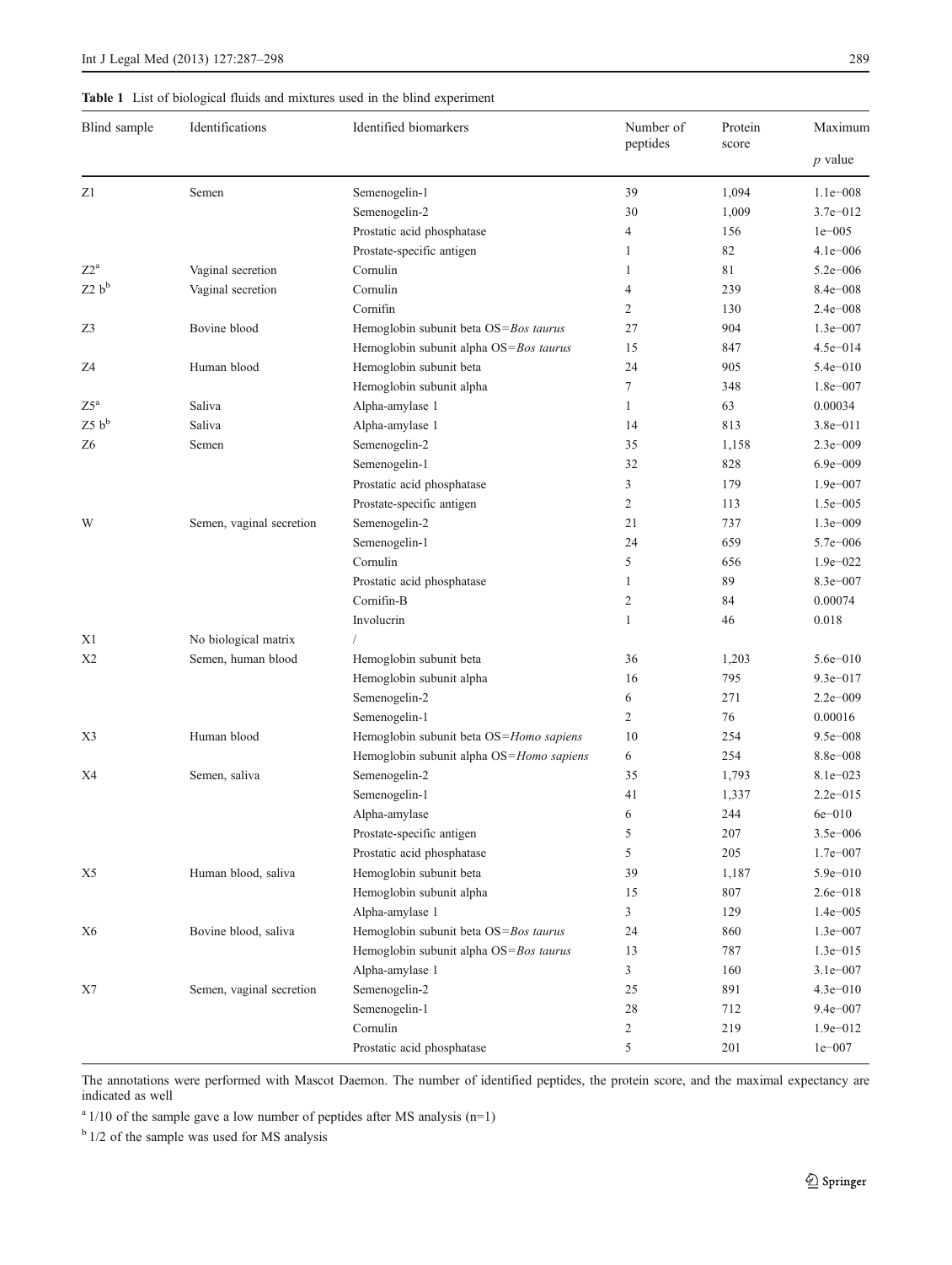**Table 1** List of biological fluids and mixtures used in the blind experiment

| Blind sample | Identifications | Identified biomarkers | Number of peptides | Protein score | Maximum *p* value |
|---|---|---|---|---|---|
| Z1 | Semen | Semenogelin-1 | 39 | 1,094 | 1.1e−008 |
| | | Semenogelin-2 | 30 | 1,009 | 3.7e−012 |
| | | Prostatic acid phosphatase | 4 | 156 | 1e−005 |
| | | Prostate-specific antigen | 1 | 82 | 4.1e−006 |
| Z2[a] | Vaginal secretion | Cornulin | 1 | 81 | 5.2e−006 |
| Z2 b[b] | Vaginal secretion | Cornulin | 4 | 239 | 8.4e−008 |
| | | Cornifin | 2 | 130 | 2.4e−008 |
| Z3 | Bovine blood | Hemoglobin subunit beta OS=*Bos taurus* | 27 | 904 | 1.3e−007 |
| | | Hemoglobin subunit alpha OS=*Bos taurus* | 15 | 847 | 4.5e−014 |
| Z4 | Human blood | Hemoglobin subunit beta | 24 | 905 | 5.4e−010 |
| | | Hemoglobin subunit alpha | 7 | 348 | 1.8e−007 |
| Z5[a] | Saliva | Alpha-amylase 1 | 1 | 63 | 0.00034 |
| Z5 b[b] | Saliva | Alpha-amylase 1 | 14 | 813 | 3.8e−011 |
| Z6 | Semen | Semenogelin-2 | 35 | 1,158 | 2.3e−009 |
| | | Semenogelin-1 | 32 | 828 | 6.9e−009 |
| | | Prostatic acid phosphatase | 3 | 179 | 1.9e−007 |
| | | Prostate-specific antigen | 2 | 113 | 1.5e−005 |
| W | Semen, vaginal secretion | Semenogelin-2 | 21 | 737 | 1.3e−009 |
| | | Semenogelin-1 | 24 | 659 | 5.7e−006 |
| | | Cornulin | 5 | 656 | 1.9e−022 |
| | | Prostatic acid phosphatase | 1 | 89 | 8.3e−007 |
| | | Cornifin-B | 2 | 84 | 0.00074 |
| | | Involucrin | 1 | 46 | 0.018 |
| X1 | No biological matrix | / | | | |
| X2 | Semen, human blood | Hemoglobin subunit beta | 36 | 1,203 | 5.6e−010 |
| | | Hemoglobin subunit alpha | 16 | 795 | 9.3e−017 |
| | | Semenogelin-2 | 6 | 271 | 2.2e−009 |
| | | Semenogelin-1 | 2 | 76 | 0.00016 |
| X3 | Human blood | Hemoglobin subunit beta OS=*Homo sapiens* | 10 | 254 | 9.5e−008 |
| | | Hemoglobin subunit alpha OS=*Homo sapiens* | 6 | 254 | 8.8e−008 |
| X4 | Semen, saliva | Semenogelin-2 | 35 | 1,793 | 8.1e−023 |
| | | Semenogelin-1 | 41 | 1,337 | 2.2e−015 |
| | | Alpha-amylase | 6 | 244 | 6e−010 |
| | | Prostate-specific antigen | 5 | 207 | 3.5e−006 |
| | | Prostatic acid phosphatase | 5 | 205 | 1.7e−007 |
| X5 | Human blood, saliva | Hemoglobin subunit beta | 39 | 1,187 | 5.9e−010 |
| | | Hemoglobin subunit alpha | 15 | 807 | 2.6e−018 |
| | | Alpha-amylase 1 | 3 | 129 | 1.4e−005 |
| X6 | Bovine blood, saliva | Hemoglobin subunit beta OS=*Bos taurus* | 24 | 860 | 1.3e−007 |
| | | Hemoglobin subunit alpha OS=*Bos taurus* | 13 | 787 | 1.3e−015 |
| | | Alpha-amylase 1 | 3 | 160 | 3.1e−007 |
| X7 | Semen, vaginal secretion | Semenogelin-2 | 25 | 891 | 4.3e−010 |
| | | Semenogelin-1 | 28 | 712 | 9.4e−007 |
| | | Cornulin | 2 | 219 | 1.9e−012 |
| | | Prostatic acid phosphatase | 5 | 201 | 1e−007 |

The annotations were performed with Mascot Daemon. The number of identified peptides, the protein score, and the maximal expectancy are indicated as well

[a] 1/10 of the sample gave a low number of peptides after MS analysis (n=1)

[b] 1/2 of the sample was used for MS analysis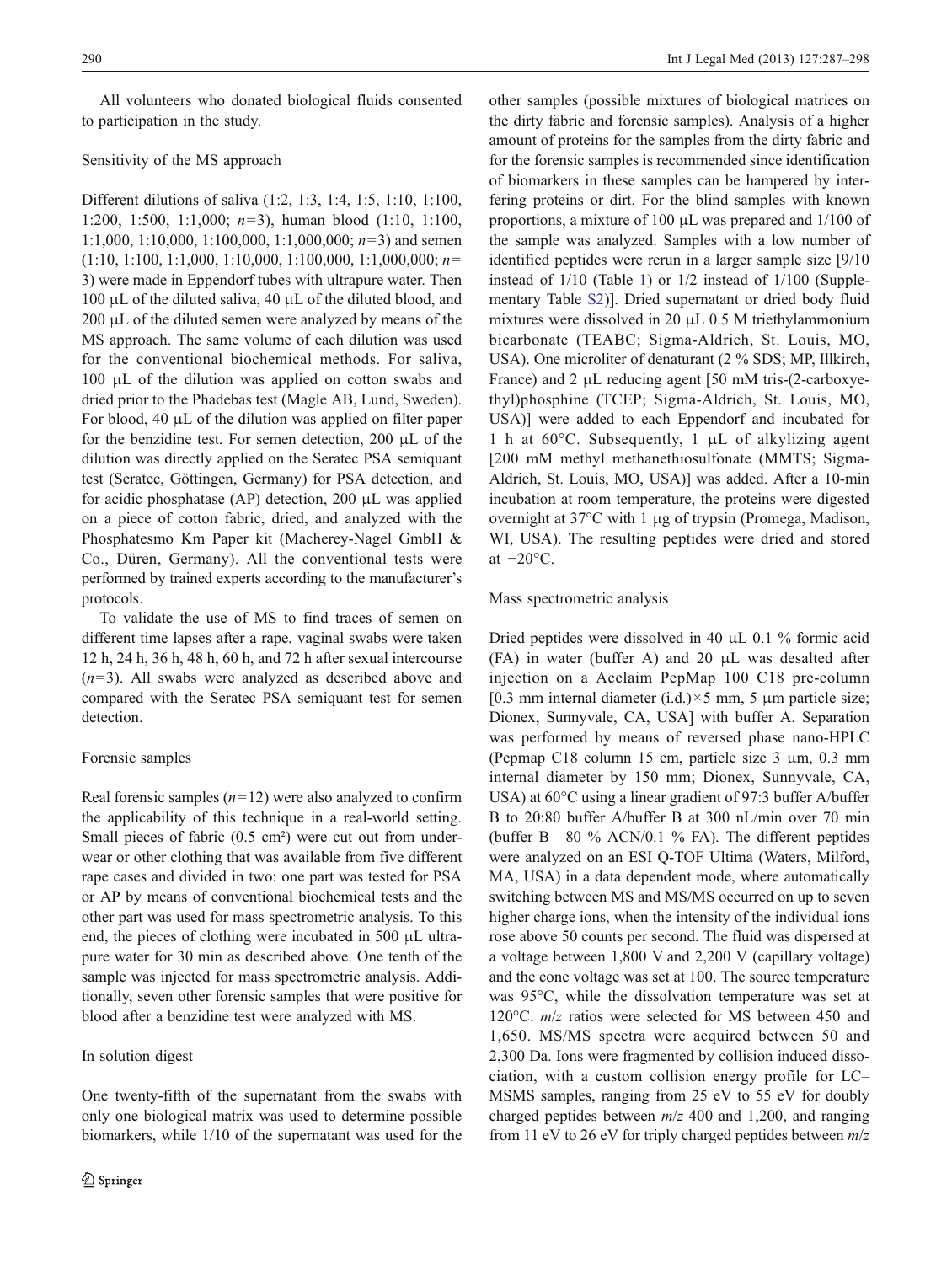All volunteers who donated biological fluids consented to participation in the study.

### Sensitivity of the MS approach

Different dilutions of saliva (1:2, 1:3, 1:4, 1:5, 1:10, 1:100, 1:200, 1:500, 1:1,000; $n=3$), human blood (1:10, 1:100, 1:1,000, 1:10,000, 1:100,000, 1:1,000,000; $n=3$) and semen (1:10, 1:100, 1:1,000, 1:10,000, 1:100,000, 1:1,000,000; $n=3$) were made in Eppendorf tubes with ultrapure water. Then 100 μL of the diluted saliva, 40 μL of the diluted blood, and 200 μL of the diluted semen were analyzed by means of the MS approach. The same volume of each dilution was used for the conventional biochemical methods. For saliva, 100 μL of the dilution was applied on cotton swabs and dried prior to the Phadebas test (Magle AB, Lund, Sweden). For blood, 40 μL of the dilution was applied on filter paper for the benzidine test. For semen detection, 200 μL of the dilution was directly applied on the Seratec PSA semiquant test (Seratec, Göttingen, Germany) for PSA detection, and for acidic phosphatase (AP) detection, 200 μL was applied on a piece of cotton fabric, dried, and analyzed with the Phosphatesmo Km Paper kit (Macherey-Nagel GmbH & Co., Düren, Germany). All the conventional tests were performed by trained experts according to the manufacturer's protocols.

To validate the use of MS to find traces of semen on different time lapses after a rape, vaginal swabs were taken 12 h, 24 h, 36 h, 48 h, 60 h, and 72 h after sexual intercourse ($n=3$). All swabs were analyzed as described above and compared with the Seratec PSA semiquant test for semen detection.

### Forensic samples

Real forensic samples ($n=12$) were also analyzed to confirm the applicability of this technique in a real-world setting. Small pieces of fabric (0.5 cm²) were cut out from underwear or other clothing that was available from five different rape cases and divided in two: one part was tested for PSA or AP by means of conventional biochemical tests and the other part was used for mass spectrometric analysis. To this end, the pieces of clothing were incubated in 500 μL ultrapure water for 30 min as described above. One tenth of the sample was injected for mass spectrometric analysis. Additionally, seven other forensic samples that were positive for blood after a benzidine test were analyzed with MS.

### In solution digest

One twenty-fifth of the supernatant from the swabs with only one biological matrix was used to determine possible biomarkers, while 1/10 of the supernatant was used for the other samples (possible mixtures of biological matrices on the dirty fabric and forensic samples). Analysis of a higher amount of proteins for the samples from the dirty fabric and for the forensic samples is recommended since identification of biomarkers in these samples can be hampered by interfering proteins or dirt. For the blind samples with known proportions, a mixture of 100 μL was prepared and 1/100 of the sample was analyzed. Samples with a low number of identified peptides were rerun in a larger sample size [9/10 instead of 1/10 (Table 1) or 1/2 instead of 1/100 (Supplementary Table S2)]. Dried supernatant or dried body fluid mixtures were dissolved in 20 μL 0.5 M triethylammonium bicarbonate (TEABC; Sigma-Aldrich, St. Louis, MO, USA). One microliter of denaturant (2 % SDS; MP, Illkirch, France) and 2 μL reducing agent [50 mM tris-(2-carboxyethyl)phosphine (TCEP; Sigma-Aldrich, St. Louis, MO, USA)] were added to each Eppendorf and incubated for 1 h at 60°C. Subsequently, 1 μL of alkylizing agent [200 mM methyl methanethiosulfonate (MMTS; Sigma-Aldrich, St. Louis, MO, USA)] was added. After a 10-min incubation at room temperature, the proteins were digested overnight at 37°C with 1 μg of trypsin (Promega, Madison, WI, USA). The resulting peptides were dried and stored at −20°C.

### Mass spectrometric analysis

Dried peptides were dissolved in 40 μL 0.1 % formic acid (FA) in water (buffer A) and 20 μL was desalted after injection on a Acclaim PepMap 100 C18 pre-column [0.3 mm internal diameter (i.d.)×5 mm, 5 μm particle size; Dionex, Sunnyvale, CA, USA] with buffer A. Separation was performed by means of reversed phase nano-HPLC (Pepmap C18 column 15 cm, particle size 3 μm, 0.3 mm internal diameter by 150 mm; Dionex, Sunnyvale, CA, USA) at 60°C using a linear gradient of 97:3 buffer A/buffer B to 20:80 buffer A/buffer B at 300 nL/min over 70 min (buffer B—80 % ACN/0.1 % FA). The different peptides were analyzed on an ESI Q-TOF Ultima (Waters, Milford, MA, USA) in a data dependent mode, where automatically switching between MS and MS/MS occurred on up to seven higher charge ions, when the intensity of the individual ions rose above 50 counts per second. The fluid was dispersed at a voltage between 1,800 V and 2,200 V (capillary voltage) and the cone voltage was set at 100. The source temperature was 95°C, while the dissolvation temperature was set at 120°C. $m/z$ ratios were selected for MS between 450 and 1,650. MS/MS spectra were acquired between 50 and 2,300 Da. Ions were fragmented by collision induced dissociation, with a custom collision energy profile for LC–MSMS samples, ranging from 25 eV to 55 eV for doubly charged peptides between $m/z$ 400 and 1,200, and ranging from 11 eV to 26 eV for triply charged peptides between $m/z$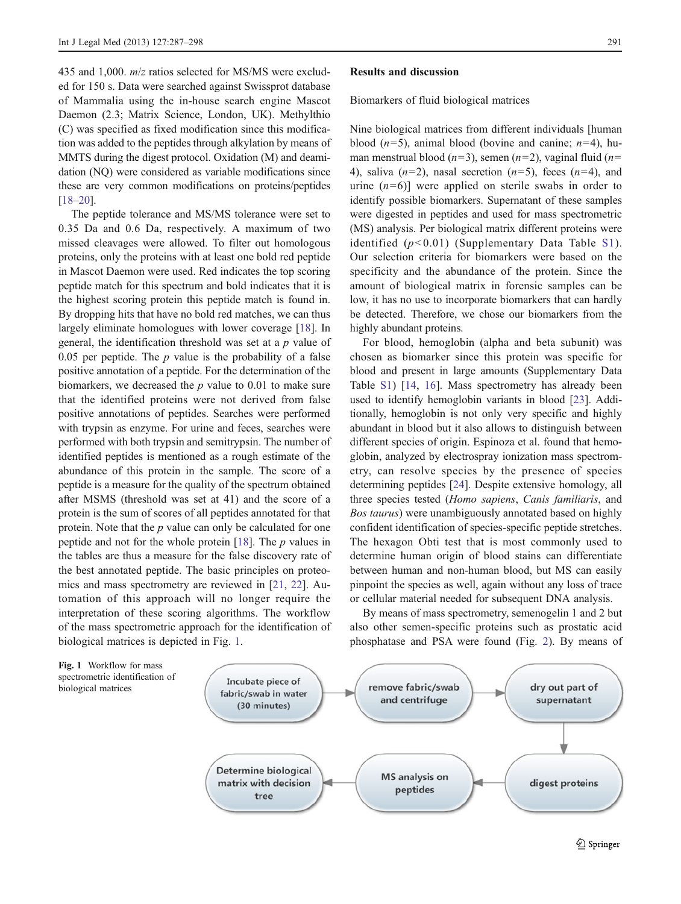435 and 1,000. $m/z$ ratios selected for MS/MS were excluded for 150 s. Data were searched against Swissprot database of Mammalia using the in-house search engine Mascot Daemon (2.3; Matrix Science, London, UK). Methylthio (C) was specified as fixed modification since this modification was added to the peptides through alkylation by means of MMTS during the digest protocol. Oxidation (M) and deamidation (NQ) were considered as variable modifications since these are very common modifications on proteins/peptides [18–20].

The peptide tolerance and MS/MS tolerance were set to 0.35 Da and 0.6 Da, respectively. A maximum of two missed cleavages were allowed. To filter out homologous proteins, only the proteins with at least one bold red peptide in Mascot Daemon were used. Red indicates the top scoring peptide match for this spectrum and bold indicates that it is the highest scoring protein this peptide match is found in. By dropping hits that have no bold red matches, we can thus largely eliminate homologues with lower coverage [18]. In general, the identification threshold was set at a $p$ value of 0.05 per peptide. The $p$ value is the probability of a false positive annotation of a peptide. For the determination of the biomarkers, we decreased the $p$ value to 0.01 to make sure that the identified proteins were not derived from false positive annotations of peptides. Searches were performed with trypsin as enzyme. For urine and feces, searches were performed with both trypsin and semitrypsin. The number of identified peptides is mentioned as a rough estimate of the abundance of this protein in the sample. The score of a peptide is a measure for the quality of the spectrum obtained after MSMS (threshold was set at 41) and the score of a protein is the sum of scores of all peptides annotated for that protein. Note that the $p$ value can only be calculated for one peptide and not for the whole protein [18]. The $p$ values in the tables are thus a measure for the false discovery rate of the best annotated peptide. The basic principles on proteomics and mass spectrometry are reviewed in [21, 22]. Automation of this approach will no longer require the interpretation of these scoring algorithms. The workflow of the mass spectrometric approach for the identification of biological matrices is depicted in Fig. 1.

## Results and discussion

### Biomarkers of fluid biological matrices

Nine biological matrices from different individuals [human blood ($n$=5), animal blood (bovine and canine; $n$=4), human menstrual blood ($n$=3), semen ($n$=2), vaginal fluid ($n$=4), saliva ($n$=2), nasal secretion ($n$=5), feces ($n$=4), and urine ($n$=6)] were applied on sterile swabs in order to identify possible biomarkers. Supernatant of these samples were digested in peptides and used for mass spectrometric (MS) analysis. Per biological matrix different proteins were identified ($p<0.01$) (Supplementary Data Table S1). Our selection criteria for biomarkers were based on the specificity and the abundance of the protein. Since the amount of biological matrix in forensic samples can be low, it has no use to incorporate biomarkers that can hardly be detected. Therefore, we chose our biomarkers from the highly abundant proteins.

For blood, hemoglobin (alpha and beta subunit) was chosen as biomarker since this protein was specific for blood and present in large amounts (Supplementary Data Table S1) [14, 16]. Mass spectrometry has already been used to identify hemoglobin variants in blood [23]. Additionally, hemoglobin is not only very specific and highly abundant in blood but it also allows to distinguish between different species of origin. Espinoza et al. found that hemoglobin, analyzed by electrospray ionization mass spectrometry, can resolve species by the presence of species determining peptides [24]. Despite extensive homology, all three species tested (*Homo sapiens*, *Canis familiaris*, and *Bos taurus*) were unambiguously annotated based on highly confident identification of species-specific peptide stretches. The hexagon Obti test that is most commonly used to determine human origin of blood stains can differentiate between human and non-human blood, but MS can easily pinpoint the species as well, again without any loss of trace or cellular material needed for subsequent DNA analysis.

By means of mass spectrometry, semenogelin 1 and 2 but also other semen-specific proteins such as prostatic acid phosphatase and PSA were found (Fig. 2). By means of

Incubate piece of fabric/swab in water (30 minutes)

remove fabric/swab and centrifuge

dry out part of supernatant

digest proteins

MS analysis on peptides

Determine biological matrix with decision tree

**Fig. 1** Workflow for mass spectrometric identification of biological matrices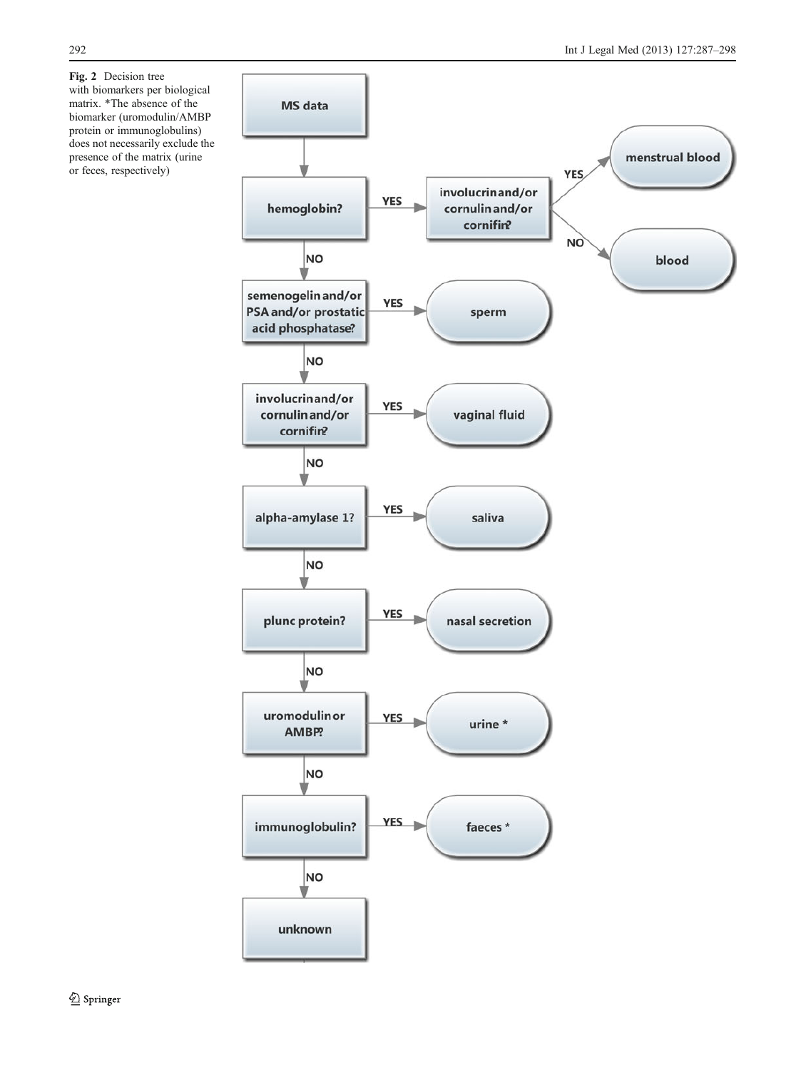**Fig. 2** Decision tree with biomarkers per biological matrix. *The absence of the biomarker (uromodulin/AMBP protein or immunoglobulins) does not necessarily exclude the presence of the matrix (urine or feces, respectively)

MS data

hemoglobin?

YES

involucrin and/or cornulin and/or cornifin?

YES

menstrual blood

NO

blood

NO

semenogelin and/or PSA and/or prostatic acid phosphatase?

YES

sperm

NO

involucrin and/or cornulin and/or cornifin?

YES

vaginal fluid

NO

alpha-amylase 1?

YES

saliva

NO

plunc protein?

YES

nasal secretion

NO

uromodulin or AMBP?

YES

urine *

NO

immunoglobulin?

YES

faeces *

NO

unknown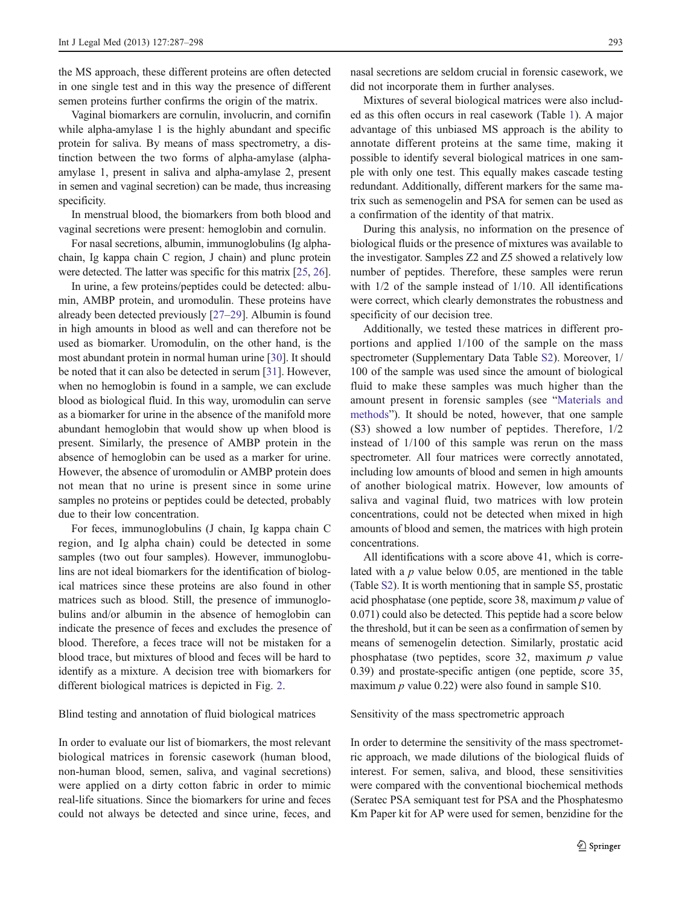the MS approach, these different proteins are often detected in one single test and in this way the presence of different semen proteins further confirms the origin of the matrix.

Vaginal biomarkers are cornulin, involucrin, and cornifin while alpha-amylase 1 is the highly abundant and specific protein for saliva. By means of mass spectrometry, a distinction between the two forms of alpha-amylase (alpha-amylase 1, present in saliva and alpha-amylase 2, present in semen and vaginal secretion) can be made, thus increasing specificity.

In menstrual blood, the biomarkers from both blood and vaginal secretions were present: hemoglobin and cornulin.

For nasal secretions, albumin, immunoglobulins (Ig alpha-chain, Ig kappa chain C region, J chain) and plunc protein were detected. The latter was specific for this matrix [25, 26].

In urine, a few proteins/peptides could be detected: albumin, AMBP protein, and uromodulin. These proteins have already been detected previously [27–29]. Albumin is found in high amounts in blood as well and can therefore not be used as biomarker. Uromodulin, on the other hand, is the most abundant protein in normal human urine [30]. It should be noted that it can also be detected in serum [31]. However, when no hemoglobin is found in a sample, we can exclude blood as biological fluid. In this way, uromodulin can serve as a biomarker for urine in the absence of the manifold more abundant hemoglobin that would show up when blood is present. Similarly, the presence of AMBP protein in the absence of hemoglobin can be used as a marker for urine. However, the absence of uromodulin or AMBP protein does not mean that no urine is present since in some urine samples no proteins or peptides could be detected, probably due to their low concentration.

For feces, immunoglobulins (J chain, Ig kappa chain C region, and Ig alpha chain) could be detected in some samples (two out four samples). However, immunoglobulins are not ideal biomarkers for the identification of biological matrices since these proteins are also found in other matrices such as blood. Still, the presence of immunoglobulins and/or albumin in the absence of hemoglobin can indicate the presence of feces and excludes the presence of blood. Therefore, a feces trace will not be mistaken for a blood trace, but mixtures of blood and feces will be hard to identify as a mixture. A decision tree with biomarkers for different biological matrices is depicted in Fig. 2.

### Blind testing and annotation of fluid biological matrices

In order to evaluate our list of biomarkers, the most relevant biological matrices in forensic casework (human blood, non-human blood, semen, saliva, and vaginal secretions) were applied on a dirty cotton fabric in order to mimic real-life situations. Since the biomarkers for urine and feces could not always be detected and since urine, feces, and nasal secretions are seldom crucial in forensic casework, we did not incorporate them in further analyses.

Mixtures of several biological matrices were also included as this often occurs in real casework (Table 1). A major advantage of this unbiased MS approach is the ability to annotate different proteins at the same time, making it possible to identify several biological matrices in one sample with only one test. This equally makes cascade testing redundant. Additionally, different markers for the same matrix such as semenogelin and PSA for semen can be used as a confirmation of the identity of that matrix.

During this analysis, no information on the presence of biological fluids or the presence of mixtures was available to the investigator. Samples Z2 and Z5 showed a relatively low number of peptides. Therefore, these samples were rerun with 1/2 of the sample instead of 1/10. All identifications were correct, which clearly demonstrates the robustness and specificity of our decision tree.

Additionally, we tested these matrices in different proportions and applied 1/100 of the sample on the mass spectrometer (Supplementary Data Table S2). Moreover, 1/100 of the sample was used since the amount of biological fluid to make these samples was much higher than the amount present in forensic samples (see "Materials and methods"). It should be noted, however, that one sample (S3) showed a low number of peptides. Therefore, 1/2 instead of 1/100 of this sample was rerun on the mass spectrometer. All four matrices were correctly annotated, including low amounts of blood and semen in high amounts of another biological matrix. However, low amounts of saliva and vaginal fluid, two matrices with low protein concentrations, could not be detected when mixed in high amounts of blood and semen, the matrices with high protein concentrations.

All identifications with a score above 41, which is correlated with a $p$ value below 0.05, are mentioned in the table (Table S2). It is worth mentioning that in sample S5, prostatic acid phosphatase (one peptide, score 38, maximum $p$ value of 0.071) could also be detected. This peptide had a score below the threshold, but it can be seen as a confirmation of semen by means of semenogelin detection. Similarly, prostatic acid phosphatase (two peptides, score 32, maximum $p$ value 0.39) and prostate-specific antigen (one peptide, score 35, maximum $p$ value 0.22) were also found in sample S10.

### Sensitivity of the mass spectrometric approach

In order to determine the sensitivity of the mass spectrometric approach, we made dilutions of the biological fluids of interest. For semen, saliva, and blood, these sensitivities were compared with the conventional biochemical methods (Seratec PSA semiquant test for PSA and the Phosphatesmo Km Paper kit for AP were used for semen, benzidine for the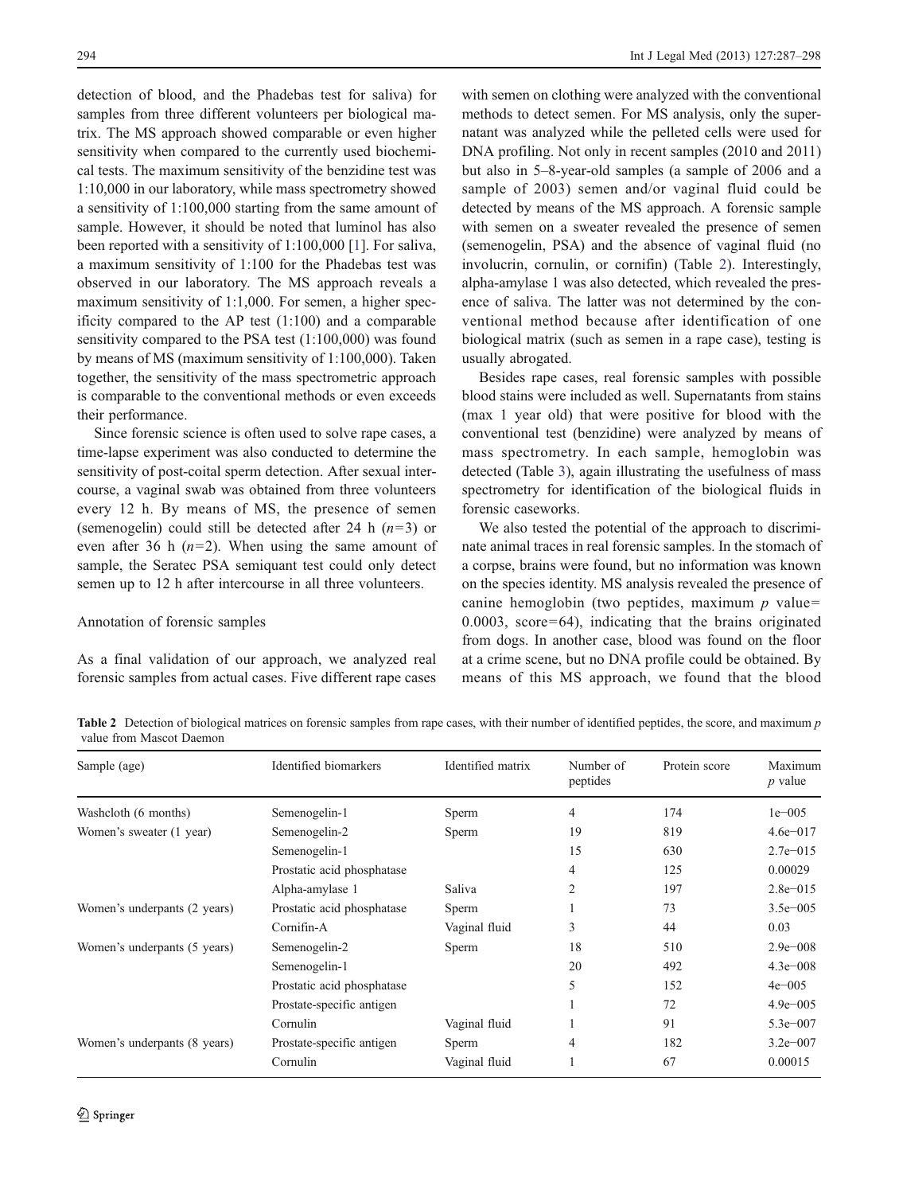detection of blood, and the Phadebas test for saliva) for samples from three different volunteers per biological matrix. The MS approach showed comparable or even higher sensitivity when compared to the currently used biochemical tests. The maximum sensitivity of the benzidine test was 1:10,000 in our laboratory, while mass spectrometry showed a sensitivity of 1:100,000 starting from the same amount of sample. However, it should be noted that luminol has also been reported with a sensitivity of 1:100,000 [1]. For saliva, a maximum sensitivity of 1:100 for the Phadebas test was observed in our laboratory. The MS approach reveals a maximum sensitivity of 1:1,000. For semen, a higher specificity compared to the AP test (1:100) and a comparable sensitivity compared to the PSA test (1:100,000) was found by means of MS (maximum sensitivity of 1:100,000). Taken together, the sensitivity of the mass spectrometric approach is comparable to the conventional methods or even exceeds their performance.

Since forensic science is often used to solve rape cases, a time-lapse experiment was also conducted to determine the sensitivity of post-coital sperm detection. After sexual intercourse, a vaginal swab was obtained from three volunteers every 12 h. By means of MS, the presence of semen (semenogelin) could still be detected after 24 h ($n=3$) or even after 36 h ($n=2$). When using the same amount of sample, the Seratec PSA semiquant test could only detect semen up to 12 h after intercourse in all three volunteers.

### Annotation of forensic samples

As a final validation of our approach, we analyzed real forensic samples from actual cases. Five different rape cases with semen on clothing were analyzed with the conventional methods to detect semen. For MS analysis, only the supernatant was analyzed while the pelleted cells were used for DNA profiling. Not only in recent samples (2010 and 2011) but also in 5–8-year-old samples (a sample of 2006 and a sample of 2003) semen and/or vaginal fluid could be detected by means of the MS approach. A forensic sample with semen on a sweater revealed the presence of semen (semenogelin, PSA) and the absence of vaginal fluid (no involucrin, cornulin, or cornifin) (Table 2). Interestingly, alpha-amylase 1 was also detected, which revealed the presence of saliva. The latter was not determined by the conventional method because after identification of one biological matrix (such as semen in a rape case), testing is usually abrogated.

Besides rape cases, real forensic samples with possible blood stains were included as well. Supernatants from stains (max 1 year old) that were positive for blood with the conventional test (benzidine) were analyzed by means of mass spectrometry. In each sample, hemoglobin was detected (Table 3), again illustrating the usefulness of mass spectrometry for identification of the biological fluids in forensic caseworks.

We also tested the potential of the approach to discriminate animal traces in real forensic samples. In the stomach of a corpse, brains were found, but no information was known on the species identity. MS analysis revealed the presence of canine hemoglobin (two peptides, maximum $p$ value= 0.0003, score=64), indicating that the brains originated from dogs. In another case, blood was found on the floor at a crime scene, but no DNA profile could be obtained. By means of this MS approach, we found that the blood

**Table 2** Detection of biological matrices on forensic samples from rape cases, with their number of identified peptides, the score, and maximum $p$ value from Mascot Daemon

| Sample (age) | Identified biomarkers | Identified matrix | Number of peptides | Protein score | Maximum $p$ value |
|---|---|---|---|---|---|
| Washcloth (6 months) | Semenogelin-1 | Sperm | 4 | 174 | 1e−005 |
| Women's sweater (1 year) | Semenogelin-2 | Sperm | 19 | 819 | 4.6e−017 |
| | Semenogelin-1 | | 15 | 630 | 2.7e−015 |
| | Prostatic acid phosphatase | | 4 | 125 | 0.00029 |
| | Alpha-amylase 1 | Saliva | 2 | 197 | 2.8e−015 |
| Women's underpants (2 years) | Prostatic acid phosphatase | Sperm | 1 | 73 | 3.5e−005 |
| | Cornifin-A | Vaginal fluid | 3 | 44 | 0.03 |
| Women's underpants (5 years) | Semenogelin-2 | Sperm | 18 | 510 | 2.9e−008 |
| | Semenogelin-1 | | 20 | 492 | 4.3e−008 |
| | Prostatic acid phosphatase | | 5 | 152 | 4e−005 |
| | Prostate-specific antigen | | 1 | 72 | 4.9e−005 |
| | Cornulin | Vaginal fluid | 1 | 91 | 5.3e−007 |
| Women's underpants (8 years) | Prostate-specific antigen | Sperm | 4 | 182 | 3.2e−007 |
| | Cornulin | Vaginal fluid | 1 | 67 | 0.00015 |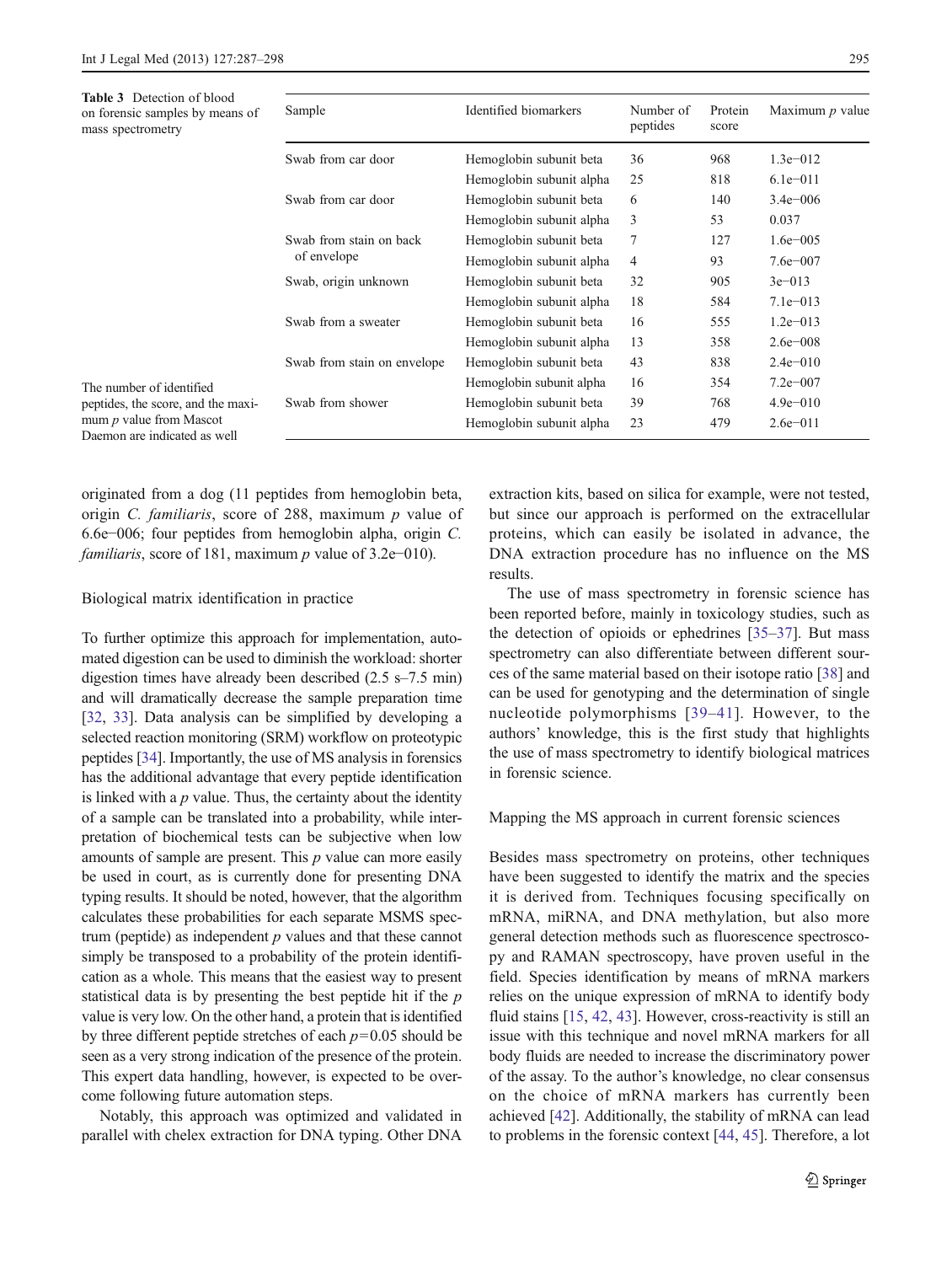**Table 3** Detection of blood on forensic samples by means of mass spectrometry

| Sample | Identified biomarkers | Number of peptides | Protein score | Maximum *p* value |
|---|---|---|---|---|
| Swab from car door | Hemoglobin subunit beta | 36 | 968 | 1.3e−012 |
| | Hemoglobin subunit alpha | 25 | 818 | 6.1e−011 |
| Swab from car door | Hemoglobin subunit beta | 6 | 140 | 3.4e−006 |
| | Hemoglobin subunit alpha | 3 | 53 | 0.037 |
| Swab from stain on back of envelope | Hemoglobin subunit beta | 7 | 127 | 1.6e−005 |
| | Hemoglobin subunit alpha | 4 | 93 | 7.6e−007 |
| Swab, origin unknown | Hemoglobin subunit beta | 32 | 905 | 3e−013 |
| | Hemoglobin subunit alpha | 18 | 584 | 7.1e−013 |
| Swab from a sweater | Hemoglobin subunit beta | 16 | 555 | 1.2e−013 |
| | Hemoglobin subunit alpha | 13 | 358 | 2.6e−008 |
| Swab from stain on envelope | Hemoglobin subunit beta | 43 | 838 | 2.4e−010 |
| | Hemoglobin subunit alpha | 16 | 354 | 7.2e−007 |
| Swab from shower | Hemoglobin subunit beta | 39 | 768 | 4.9e−010 |
| | Hemoglobin subunit alpha | 23 | 479 | 2.6e−011 |

The number of identified peptides, the score, and the maximum *p* value from Mascot Daemon are indicated as well

originated from a dog (11 peptides from hemoglobin beta, origin *C. familiaris*, score of 288, maximum *p* value of 6.6e−006; four peptides from hemoglobin alpha, origin *C. familiaris*, score of 181, maximum *p* value of 3.2e−010).

### Biological matrix identification in practice

To further optimize this approach for implementation, automated digestion can be used to diminish the workload: shorter digestion times have already been described (2.5 s–7.5 min) and will dramatically decrease the sample preparation time [32, 33]. Data analysis can be simplified by developing a selected reaction monitoring (SRM) workflow on proteotypic peptides [34]. Importantly, the use of MS analysis in forensics has the additional advantage that every peptide identification is linked with a *p* value. Thus, the certainty about the identity of a sample can be translated into a probability, while interpretation of biochemical tests can be subjective when low amounts of sample are present. This *p* value can more easily be used in court, as is currently done for presenting DNA typing results. It should be noted, however, that the algorithm calculates these probabilities for each separate MSMS spectrum (peptide) as independent *p* values and that these cannot simply be transposed to a probability of the protein identification as a whole. This means that the easiest way to present statistical data is by presenting the best peptide hit if the *p* value is very low. On the other hand, a protein that is identified by three different peptide stretches of each $p=0.05$ should be seen as a very strong indication of the presence of the protein. This expert data handling, however, is expected to be overcome following future automation steps.

Notably, this approach was optimized and validated in parallel with chelex extraction for DNA typing. Other DNA extraction kits, based on silica for example, were not tested, but since our approach is performed on the extracellular proteins, which can easily be isolated in advance, the DNA extraction procedure has no influence on the MS results.

The use of mass spectrometry in forensic science has been reported before, mainly in toxicology studies, such as the detection of opioids or ephedrines [35–37]. But mass spectrometry can also differentiate between different sources of the same material based on their isotope ratio [38] and can be used for genotyping and the determination of single nucleotide polymorphisms [39–41]. However, to the authors' knowledge, this is the first study that highlights the use of mass spectrometry to identify biological matrices in forensic science.

### Mapping the MS approach in current forensic sciences

Besides mass spectrometry on proteins, other techniques have been suggested to identify the matrix and the species it is derived from. Techniques focusing specifically on mRNA, miRNA, and DNA methylation, but also more general detection methods such as fluorescence spectroscopy and RAMAN spectroscopy, have proven useful in the field. Species identification by means of mRNA markers relies on the unique expression of mRNA to identify body fluid stains [15, 42, 43]. However, cross-reactivity is still an issue with this technique and novel mRNA markers for all body fluids are needed to increase the discriminatory power of the assay. To the author's knowledge, no clear consensus on the choice of mRNA markers has currently been achieved [42]. Additionally, the stability of mRNA can lead to problems in the forensic context [44, 45]. Therefore, a lot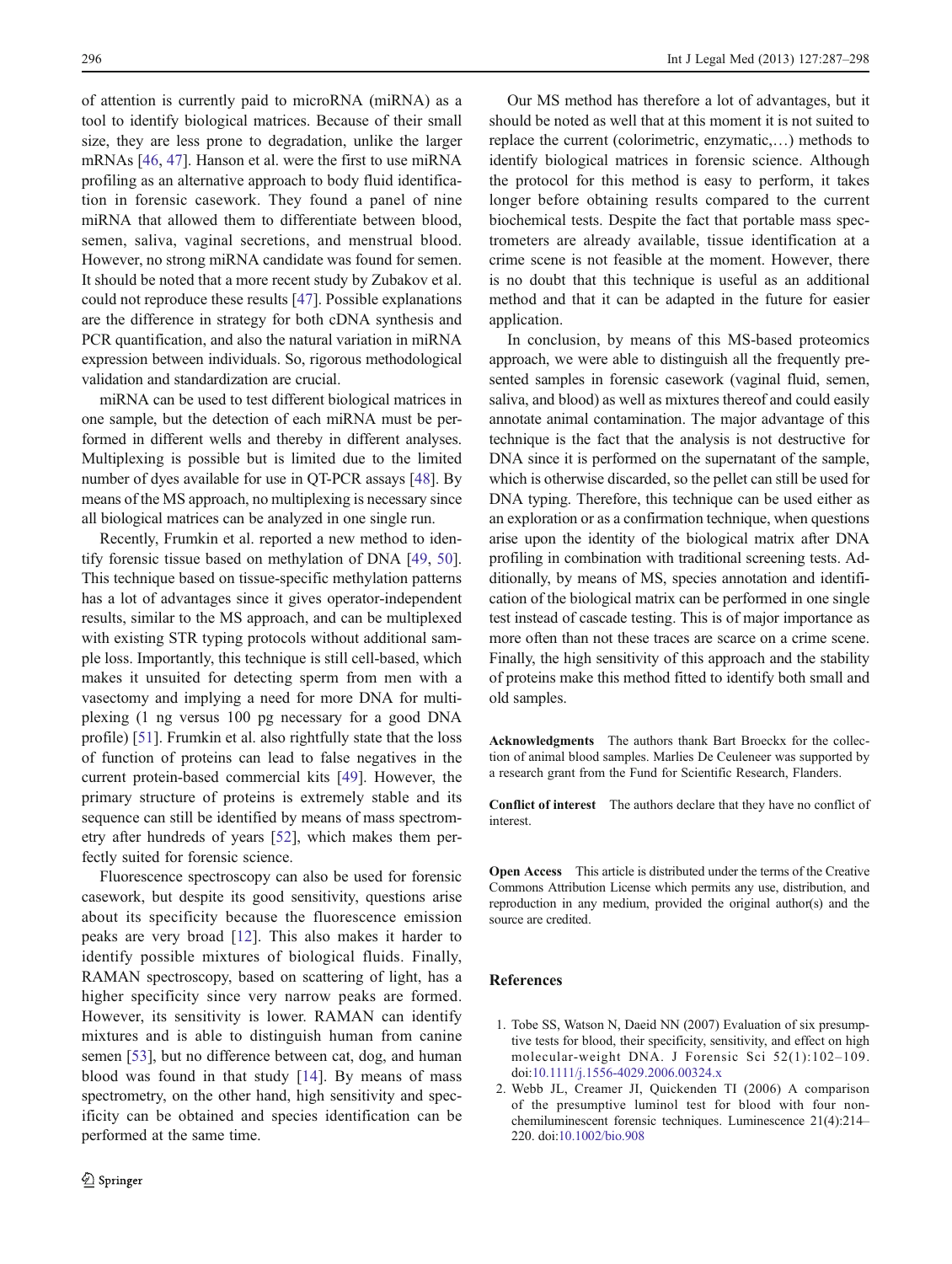of attention is currently paid to microRNA (miRNA) as a tool to identify biological matrices. Because of their small size, they are less prone to degradation, unlike the larger mRNAs [46, 47]. Hanson et al. were the first to use miRNA profiling as an alternative approach to body fluid identification in forensic casework. They found a panel of nine miRNA that allowed them to differentiate between blood, semen, saliva, vaginal secretions, and menstrual blood. However, no strong miRNA candidate was found for semen. It should be noted that a more recent study by Zubakov et al. could not reproduce these results [47]. Possible explanations are the difference in strategy for both cDNA synthesis and PCR quantification, and also the natural variation in miRNA expression between individuals. So, rigorous methodological validation and standardization are crucial.

miRNA can be used to test different biological matrices in one sample, but the detection of each miRNA must be performed in different wells and thereby in different analyses. Multiplexing is possible but is limited due to the limited number of dyes available for use in QT-PCR assays [48]. By means of the MS approach, no multiplexing is necessary since all biological matrices can be analyzed in one single run.

Recently, Frumkin et al. reported a new method to identify forensic tissue based on methylation of DNA [49, 50]. This technique based on tissue-specific methylation patterns has a lot of advantages since it gives operator-independent results, similar to the MS approach, and can be multiplexed with existing STR typing protocols without additional sample loss. Importantly, this technique is still cell-based, which makes it unsuited for detecting sperm from men with a vasectomy and implying a need for more DNA for multiplexing (1 ng versus 100 pg necessary for a good DNA profile) [51]. Frumkin et al. also rightfully state that the loss of function of proteins can lead to false negatives in the current protein-based commercial kits [49]. However, the primary structure of proteins is extremely stable and its sequence can still be identified by means of mass spectrometry after hundreds of years [52], which makes them perfectly suited for forensic science.

Fluorescence spectroscopy can also be used for forensic casework, but despite its good sensitivity, questions arise about its specificity because the fluorescence emission peaks are very broad [12]. This also makes it harder to identify possible mixtures of biological fluids. Finally, RAMAN spectroscopy, based on scattering of light, has a higher specificity since very narrow peaks are formed. However, its sensitivity is lower. RAMAN can identify mixtures and is able to distinguish human from canine semen [53], but no difference between cat, dog, and human blood was found in that study [14]. By means of mass spectrometry, on the other hand, high sensitivity and specificity can be obtained and species identification can be performed at the same time.

Our MS method has therefore a lot of advantages, but it should be noted as well that at this moment it is not suited to replace the current (colorimetric, enzymatic,…) methods to identify biological matrices in forensic science. Although the protocol for this method is easy to perform, it takes longer before obtaining results compared to the current biochemical tests. Despite the fact that portable mass spectrometers are already available, tissue identification at a crime scene is not feasible at the moment. However, there is no doubt that this technique is useful as an additional method and that it can be adapted in the future for easier application.

In conclusion, by means of this MS-based proteomics approach, we were able to distinguish all the frequently presented samples in forensic casework (vaginal fluid, semen, saliva, and blood) as well as mixtures thereof and could easily annotate animal contamination. The major advantage of this technique is the fact that the analysis is not destructive for DNA since it is performed on the supernatant of the sample, which is otherwise discarded, so the pellet can still be used for DNA typing. Therefore, this technique can be used either as an exploration or as a confirmation technique, when questions arise upon the identity of the biological matrix after DNA profiling in combination with traditional screening tests. Additionally, by means of MS, species annotation and identification of the biological matrix can be performed in one single test instead of cascade testing. This is of major importance as more often than not these traces are scarce on a crime scene. Finally, the high sensitivity of this approach and the stability of proteins make this method fitted to identify both small and old samples.

**Acknowledgments** The authors thank Bart Broeckx for the collection of animal blood samples. Marlies De Ceuleneer was supported by a research grant from the Fund for Scientific Research, Flanders.

**Conflict of interest** The authors declare that they have no conflict of interest.

**Open Access** This article is distributed under the terms of the Creative Commons Attribution License which permits any use, distribution, and reproduction in any medium, provided the original author(s) and the source are credited.

## References

1. Tobe SS, Watson N, Daeid NN (2007) Evaluation of six presumptive tests for blood, their specificity, sensitivity, and effect on high molecular-weight DNA. J Forensic Sci 52(1):102–109. doi:10.1111/j.1556-4029.2006.00324.x
2. Webb JL, Creamer JI, Quickenden TI (2006) A comparison of the presumptive luminol test for blood with four non-chemiluminescent forensic techniques. Luminescence 21(4):214–220. doi:10.1002/bio.908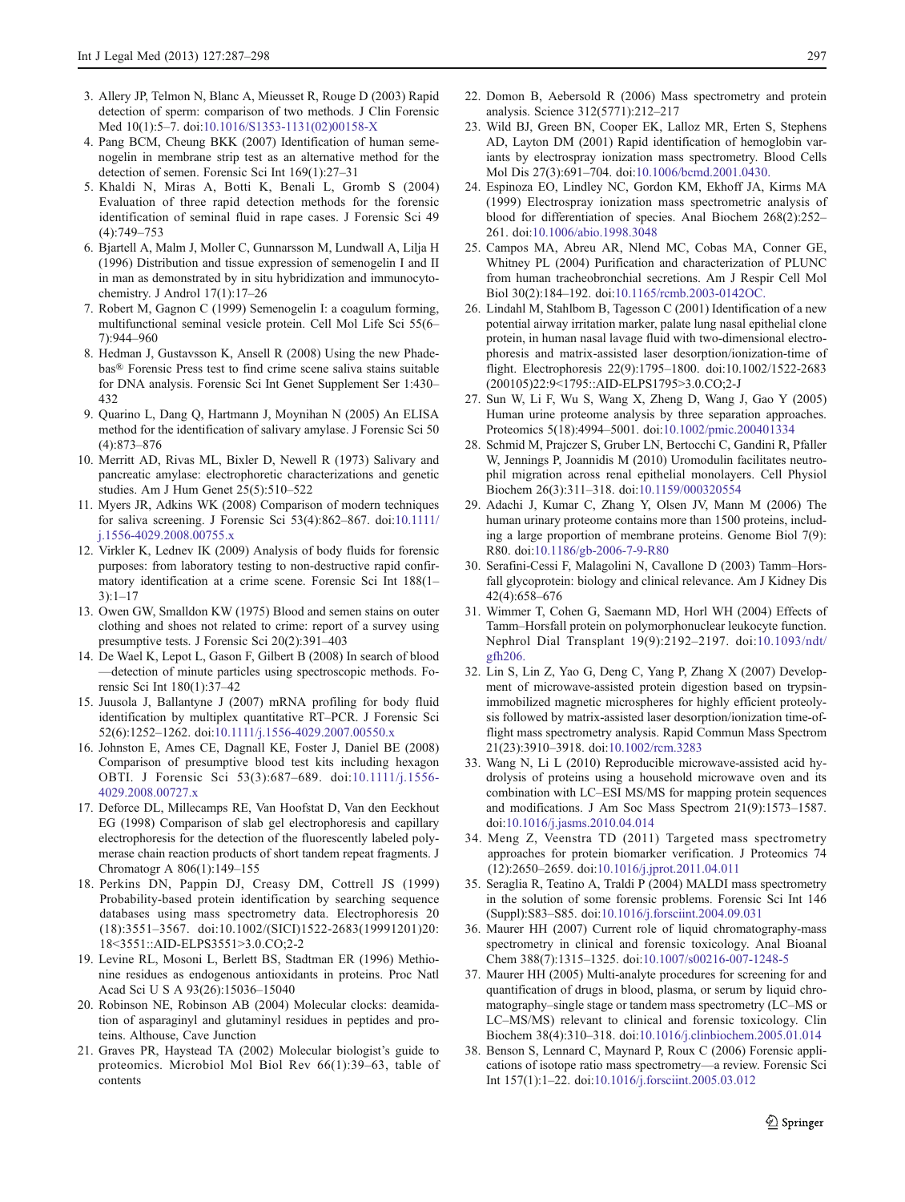3. Allery JP, Telmon N, Blanc A, Mieusset R, Rouge D (2003) Rapid detection of sperm: comparison of two methods. J Clin Forensic Med 10(1):5–7. doi:10.1016/S1353-1131(02)00158-X
4. Pang BCM, Cheung BKK (2007) Identification of human semenogelin in membrane strip test as an alternative method for the detection of semen. Forensic Sci Int 169(1):27–31
5. Khaldi N, Miras A, Botti K, Benali L, Gromb S (2004) Evaluation of three rapid detection methods for the forensic identification of seminal fluid in rape cases. J Forensic Sci 49 (4):749–753
6. Bjartell A, Malm J, Moller C, Gunnarsson M, Lundwall A, Lilja H (1996) Distribution and tissue expression of semenogelin I and II in man as demonstrated by in situ hybridization and immunocytochemistry. J Androl 17(1):17–26
7. Robert M, Gagnon C (1999) Semenogelin I: a coagulum forming, multifunctional seminal vesicle protein. Cell Mol Life Sci 55(6–7):944–960
8. Hedman J, Gustavsson K, Ansell R (2008) Using the new Phadebas® Forensic Press test to find crime scene saliva stains suitable for DNA analysis. Forensic Sci Int Genet Supplement Ser 1:430–432
9. Quarino L, Dang Q, Hartmann J, Moynihan N (2005) An ELISA method for the identification of salivary amylase. J Forensic Sci 50 (4):873–876
10. Merritt AD, Rivas ML, Bixler D, Newell R (1973) Salivary and pancreatic amylase: electrophoretic characterizations and genetic studies. Am J Hum Genet 25(5):510–522
11. Myers JR, Adkins WK (2008) Comparison of modern techniques for saliva screening. J Forensic Sci 53(4):862–867. doi:10.1111/j.1556-4029.2008.00755.x
12. Virkler K, Lednev IK (2009) Analysis of body fluids for forensic purposes: from laboratory testing to non-destructive rapid confirmatory identification at a crime scene. Forensic Sci Int 188(1–3):1–17
13. Owen GW, Smalldon KW (1975) Blood and semen stains on outer clothing and shoes not related to crime: report of a survey using presumptive tests. J Forensic Sci 20(2):391–403
14. De Wael K, Lepot L, Gason F, Gilbert B (2008) In search of blood—detection of minute particles using spectroscopic methods. Forensic Sci Int 180(1):37–42
15. Juusola J, Ballantyne J (2007) mRNA profiling for body fluid identification by multiplex quantitative RT–PCR. J Forensic Sci 52(6):1252–1262. doi:10.1111/j.1556-4029.2007.00550.x
16. Johnston E, Ames CE, Dagnall KE, Foster J, Daniel BE (2008) Comparison of presumptive blood test kits including hexagon OBTI. J Forensic Sci 53(3):687–689. doi:10.1111/j.1556-4029.2008.00727.x
17. Deforce DL, Millecamps RE, Van Hoofstat D, Van den Eeckhout EG (1998) Comparison of slab gel electrophoresis and capillary electrophoresis for the detection of the fluorescently labeled polymerase chain reaction products of short tandem repeat fragments. J Chromatogr A 806(1):149–155
18. Perkins DN, Pappin DJ, Creasy DM, Cottrell JS (1999) Probability-based protein identification by searching sequence databases using mass spectrometry data. Electrophoresis 20 (18):3551–3567. doi:10.1002/(SICI)1522-2683(19991201)20:18<3551::AID-ELPS3551>3.0.CO;2-2
19. Levine RL, Mosoni L, Berlett BS, Stadtman ER (1996) Methionine residues as endogenous antioxidants in proteins. Proc Natl Acad Sci U S A 93(26):15036–15040
20. Robinson NE, Robinson AB (2004) Molecular clocks: deamidation of asparaginyl and glutaminyl residues in peptides and proteins. Althouse, Cave Junction
21. Graves PR, Haystead TA (2002) Molecular biologist's guide to proteomics. Microbiol Mol Biol Rev 66(1):39–63, table of contents
22. Domon B, Aebersold R (2006) Mass spectrometry and protein analysis. Science 312(5771):212–217
23. Wild BJ, Green BN, Cooper EK, Lalloz MR, Erten S, Stephens AD, Layton DM (2001) Rapid identification of hemoglobin variants by electrospray ionization mass spectrometry. Blood Cells Mol Dis 27(3):691–704. doi:10.1006/bcmd.2001.0430.
24. Espinoza EO, Lindley NC, Gordon KM, Ekhoff JA, Kirms MA (1999) Electrospray ionization mass spectrometric analysis of blood for differentiation of species. Anal Biochem 268(2):252–261. doi:10.1006/abio.1998.3048
25. Campos MA, Abreu AR, Nlend MC, Cobas MA, Conner GE, Whitney PL (2004) Purification and characterization of PLUNC from human tracheobronchial secretions. Am J Respir Cell Mol Biol 30(2):184–192. doi:10.1165/rcmb.2003-0142OC.
26. Lindahl M, Stahlbom B, Tagesson C (2001) Identification of a new potential airway irritation marker, palate lung nasal epithelial clone protein, in human nasal lavage fluid with two-dimensional electrophoresis and matrix-assisted laser desorption/ionization-time of flight. Electrophoresis 22(9):1795–1800. doi:10.1002/1522-2683(200105)22:9<1795::AID-ELPS1795>3.0.CO;2-J
27. Sun W, Li F, Wu S, Wang X, Zheng D, Wang J, Gao Y (2005) Human urine proteome analysis by three separation approaches. Proteomics 5(18):4994–5001. doi:10.1002/pmic.200401334
28. Schmid M, Prajczer S, Gruber LN, Bertocchi C, Gandini R, Pfaller W, Jennings P, Joannidis M (2010) Uromodulin facilitates neutrophil migration across renal epithelial monolayers. Cell Physiol Biochem 26(3):311–318. doi:10.1159/000320554
29. Adachi J, Kumar C, Zhang Y, Olsen JV, Mann M (2006) The human urinary proteome contains more than 1500 proteins, including a large proportion of membrane proteins. Genome Biol 7(9): R80. doi:10.1186/gb-2006-7-9-R80
30. Serafini-Cessi F, Malagolini N, Cavallone D (2003) Tamm–Horsfall glycoprotein: biology and clinical relevance. Am J Kidney Dis 42(4):658–676
31. Wimmer T, Cohen G, Saemann MD, Horl WH (2004) Effects of Tamm–Horsfall protein on polymorphonuclear leukocyte function. Nephrol Dial Transplant 19(9):2192–2197. doi:10.1093/ndt/gfh206.
32. Lin S, Lin Z, Yao G, Deng C, Yang P, Zhang X (2007) Development of microwave-assisted protein digestion based on trypsin-immobilized magnetic microspheres for highly efficient proteolysis followed by matrix-assisted laser desorption/ionization time-of-flight mass spectrometry analysis. Rapid Commun Mass Spectrom 21(23):3910–3918. doi:10.1002/rcm.3283
33. Wang N, Li L (2010) Reproducible microwave-assisted acid hydrolysis of proteins using a household microwave oven and its combination with LC–ESI MS/MS for mapping protein sequences and modifications. J Am Soc Mass Spectrom 21(9):1573–1587. doi:10.1016/j.jasms.2010.04.014
34. Meng Z, Veenstra TD (2011) Targeted mass spectrometry approaches for protein biomarker verification. J Proteomics 74 (12):2650–2659. doi:10.1016/j.jprot.2011.04.011
35. Seraglia R, Teatino A, Traldi P (2004) MALDI mass spectrometry in the solution of some forensic problems. Forensic Sci Int 146 (Suppl):S83–S85. doi:10.1016/j.forsciint.2004.09.031
36. Maurer HH (2007) Current role of liquid chromatography-mass spectrometry in clinical and forensic toxicology. Anal Bioanal Chem 388(7):1315–1325. doi:10.1007/s00216-007-1248-5
37. Maurer HH (2005) Multi-analyte procedures for screening for and quantification of drugs in blood, plasma, or serum by liquid chromatography–single stage or tandem mass spectrometry (LC–MS or LC–MS/MS) relevant to clinical and forensic toxicology. Clin Biochem 38(4):310–318. doi:10.1016/j.clinbiochem.2005.01.014
38. Benson S, Lennard C, Maynard P, Roux C (2006) Forensic applications of isotope ratio mass spectrometry—a review. Forensic Sci Int 157(1):1–22. doi:10.1016/j.forsciint.2005.03.012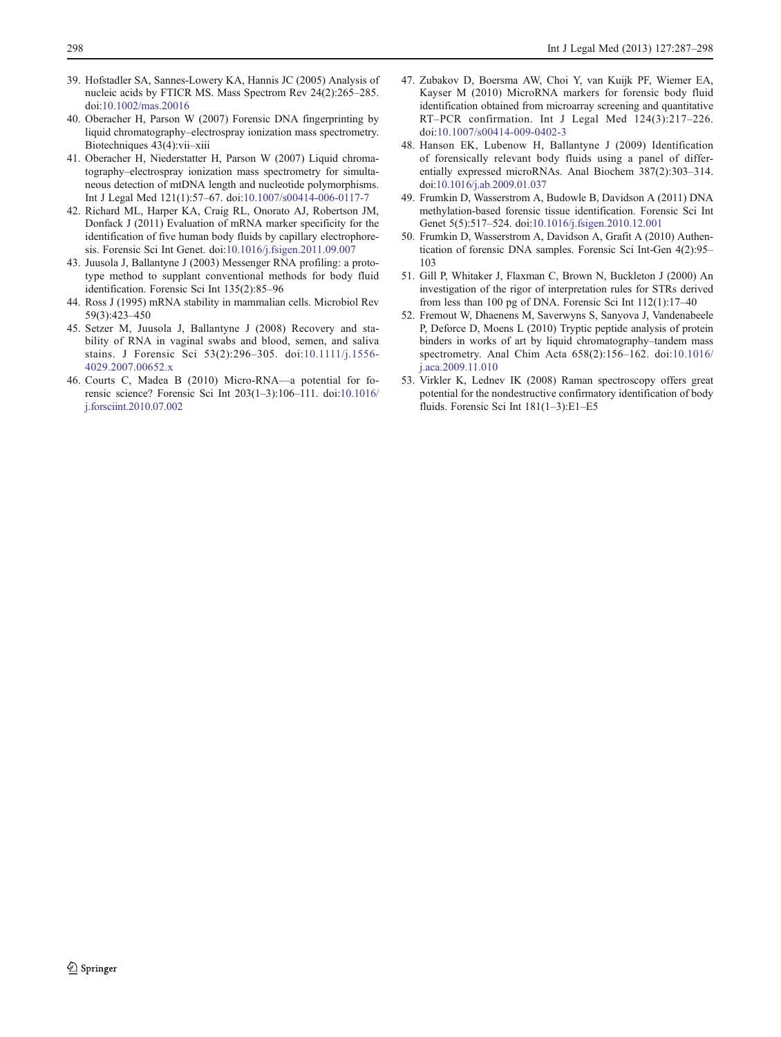39. Hofstadler SA, Sannes-Lowery KA, Hannis JC (2005) Analysis of nucleic acids by FTICR MS. Mass Spectrom Rev 24(2):265–285. doi:10.1002/mas.20016
40. Oberacher H, Parson W (2007) Forensic DNA fingerprinting by liquid chromatography–electrospray ionization mass spectrometry. Biotechniques 43(4):vii–xiii
41. Oberacher H, Niederstatter H, Parson W (2007) Liquid chromatography–electrospray ionization mass spectrometry for simultaneous detection of mtDNA length and nucleotide polymorphisms. Int J Legal Med 121(1):57–67. doi:10.1007/s00414-006-0117-7
42. Richard ML, Harper KA, Craig RL, Onorato AJ, Robertson JM, Donfack J (2011) Evaluation of mRNA marker specificity for the identification of five human body fluids by capillary electrophoresis. Forensic Sci Int Genet. doi:10.1016/j.fsigen.2011.09.007
43. Juusola J, Ballantyne J (2003) Messenger RNA profiling: a prototype method to supplant conventional methods for body fluid identification. Forensic Sci Int 135(2):85–96
44. Ross J (1995) mRNA stability in mammalian cells. Microbiol Rev 59(3):423–450
45. Setzer M, Juusola J, Ballantyne J (2008) Recovery and stability of RNA in vaginal swabs and blood, semen, and saliva stains. J Forensic Sci 53(2):296–305. doi:10.1111/j.1556-4029.2007.00652.x
46. Courts C, Madea B (2010) Micro-RNA—a potential for forensic science? Forensic Sci Int 203(1–3):106–111. doi:10.1016/j.forsciint.2010.07.002
47. Zubakov D, Boersma AW, Choi Y, van Kuijk PF, Wiemer EA, Kayser M (2010) MicroRNA markers for forensic body fluid identification obtained from microarray screening and quantitative RT–PCR confirmation. Int J Legal Med 124(3):217–226. doi:10.1007/s00414-009-0402-3
48. Hanson EK, Lubenow H, Ballantyne J (2009) Identification of forensically relevant body fluids using a panel of differentially expressed microRNAs. Anal Biochem 387(2):303–314. doi:10.1016/j.ab.2009.01.037
49. Frumkin D, Wasserstrom A, Budowle B, Davidson A (2011) DNA methylation-based forensic tissue identification. Forensic Sci Int Genet 5(5):517–524. doi:10.1016/j.fsigen.2010.12.001
50. Frumkin D, Wasserstrom A, Davidson A, Grafit A (2010) Authentication of forensic DNA samples. Forensic Sci Int-Gen 4(2):95–103
51. Gill P, Whitaker J, Flaxman C, Brown N, Buckleton J (2000) An investigation of the rigor of interpretation rules for STRs derived from less than 100 pg of DNA. Forensic Sci Int 112(1):17–40
52. Fremout W, Dhaenens M, Saverwyns S, Sanyova J, Vandenabeele P, Deforce D, Moens L (2010) Tryptic peptide analysis of protein binders in works of art by liquid chromatography–tandem mass spectrometry. Anal Chim Acta 658(2):156–162. doi:10.1016/j.aca.2009.11.010
53. Virkler K, Lednev IK (2008) Raman spectroscopy offers great potential for the nondestructive confirmatory identification of body fluids. Forensic Sci Int 181(1–3):E1–E5